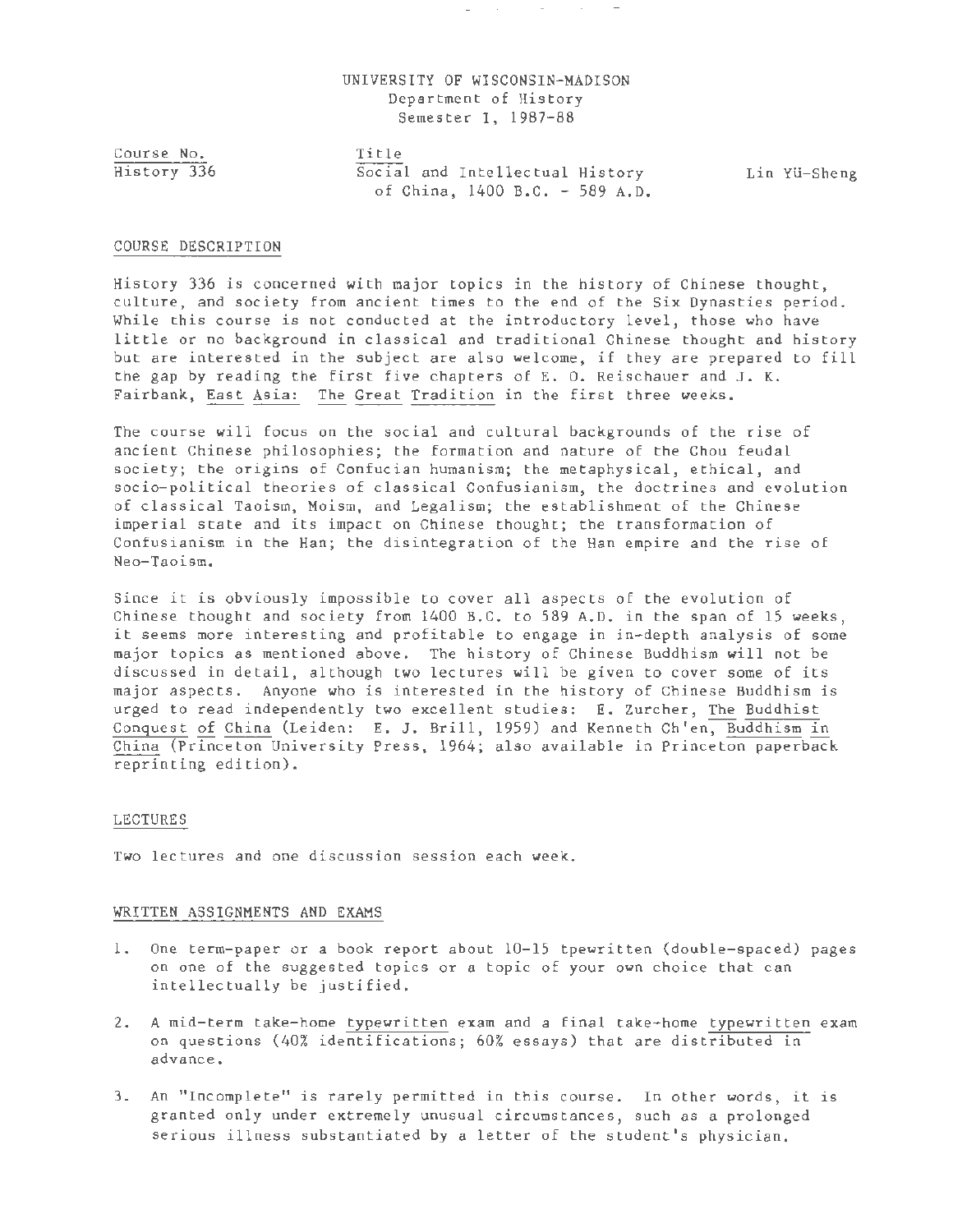UNIVERSITY OF WISCONSIN-MADISON
Department of History
Semester 1, 1987-88

| Course No. | Title | |
|---|---|---|
| History 336 | Social and Intellectual History of China, 1400 B.C. - 589 A.D. | Lin Yü-Sheng |

## COURSE DESCRIPTION

History 336 is concerned with major topics in the history of Chinese thought, culture, and society from ancient times to the end of the Six Dynasties period. While this course is not conducted at the introductory level, those who have little or no background in classical and traditional Chinese thought and history but are interested in the subject are also welcome, if they are prepared to fill the gap by reading the first five chapters of E. O. Reischauer and J. K. Fairbank, East Asia: The Great Tradition in the first three weeks.

The course will focus on the social and cultural backgrounds of the rise of ancient Chinese philosophies; the formation and nature of the Chou feudal society; the origins of Confucian humanism; the metaphysical, ethical, and socio-political theories of classical Confusianism, the doctrines and evolution of classical Taoism, Moism, and Legalism; the establishment of the Chinese imperial state and its impact on Chinese thought; the transformation of Confusianism in the Han; the disintegration of the Han empire and the rise of Neo-Taoism.

Since it is obviously impossible to cover all aspects of the evolution of Chinese thought and society from 1400 B.C. to 589 A.D. in the span of 15 weeks, it seems more interesting and profitable to engage in in-depth analysis of some major topics as mentioned above. The history of Chinese Buddhism will not be discussed in detail, although two lectures will be given to cover some of its major aspects. Anyone who is interested in the history of Chinese Buddhism is urged to read independently two excellent studies: E. Zurcher, The Buddhist Conquest of China (Leiden: E. J. Brill, 1959) and Kenneth Ch'en, Buddhism in China (Princeton University Press, 1964; also available in Princeton paperback reprinting edition).

## LECTURES

Two lectures and one discussion session each week.

## WRITTEN ASSIGNMENTS AND EXAMS

1. One term-paper or a book report about 10-15 tpewritten (double-spaced) pages on one of the suggested topics or a topic of your own choice that can intellectually be justified.

2. A mid-term take-home typewritten exam and a final take-home typewritten exam on questions (40% identifications; 60% essays) that are distributed in advance.

3. An "Incomplete" is rarely permitted in this course. In other words, it is granted only under extremely unusual circumstances, such as a prolonged serious illness substantiated by a letter of the student's physician.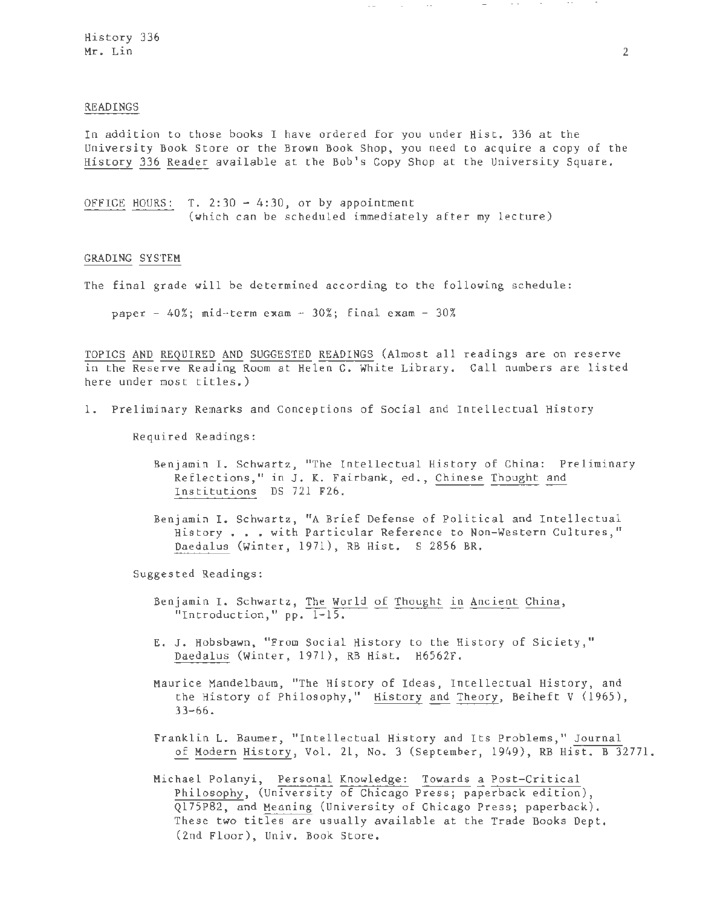## READINGS

In addition to those books I have ordered for you under Hist. 336 at the University Book Store or the Brown Book Shop, you need to acquire a copy of the History 336 Reader available at the Bob's Copy Shop at the University Square.

OFFICE HOURS: T. 2:30 - 4:30, or by appointment (which can be scheduled immediately after my lecture)

## GRADING SYSTEM

The final grade will be determined according to the following schedule:

paper - 40%; mid-term exam - 30%; final exam - 30%

## TOPICS AND REQUIRED AND SUGGESTED READINGS

(Almost all readings are on reserve in the Reserve Reading Room at Helen C. White Library. Call numbers are listed here under most titles.)

1. Preliminary Remarks and Conceptions of Social and Intellectual History

   Required Readings:

   Benjamin I. Schwartz, "The Intellectual History of China: Preliminary Reflections," in J. K. Fairbank, ed., *Chinese Thought and Institutions* DS 721 F26.

   Benjamin I. Schwartz, "A Brief Defense of Political and Intellectual History . . . with Particular Reference to Non-Western Cultures," *Daedalus* (Winter, 1971), RB Hist. S 2856 BR.

   Suggested Readings:

   Benjamin I. Schwartz, *The World of Thought in Ancient China*, "Introduction," pp. 1-15.

   E. J. Hobsbawn, "From Social History to the History of Siciety," *Daedalus* (Winter, 1971), RB Hist. H6562F.

   Maurice Mandelbaum, "The History of Ideas, Intellectual History, and the History of Philosophy," *History and Theory*, Beiheft V (1965), 33-66.

   Franklin L. Baumer, "Intellectual History and Its Problems," *Journal of Modern History*, Vol. 21, No. 3 (September, 1949), RB Hist. B 32771.

   Michael Polanyi, *Personal Knowledge: Towards a Post-Critical Philosophy*, (University of Chicago Press; paperback edition), Q175P82, and *Meaning* (University of Chicago Press; paperback). These two titles are usually available at the Trade Books Dept. (2nd Floor), Univ. Book Store.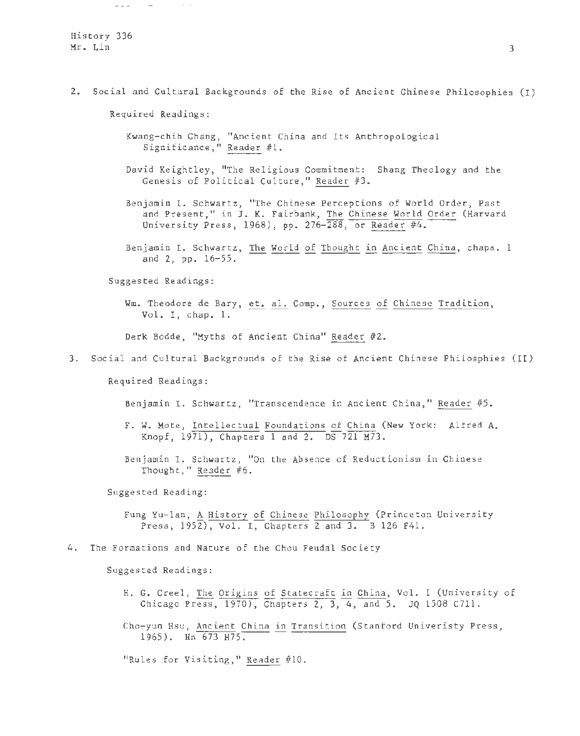2. Social and Cultural Backgrounds of the Rise of Ancient Chinese Philosophies (I)

   Required Readings:

   Kwang-chih Chang, "Ancient China and Its Anthropological Significance," Reader #1.

   David Keightley, "The Religious Commitment: Shang Theology and the Genesis of Political Culture," Reader #3.

   Benjamin I. Schwartz, "The Chinese Perceptions of World Order, Past and Present," in J. K. Fairbank, The Chinese World Order (Harvard University Press, 1968), pp. 276-288, or Reader #4.

   Benjamin I. Schwartz, The World of Thought in Ancient China, chaps. 1 and 2, pp. 16-55.

   Suggested Readings:

   Wm. Theodore de Bary, et. al. Comp., Sources of Chinese Tradition, Vol. I, chap. 1.

   Derk Bodde, "Myths of Ancient China" Reader #2.

3. Social and Cultural Backgrounds of the Rise of Ancient Chinese Philosphies (II)

   Required Readings:

   Benjamin I. Schwartz, "Transcendence in Ancient China," Reader #5.

   F. W. Mote, Intellectual Foundations of China (New York: Alfred A. Knopf, 1971), Chapters 1 and 2. DS 721 M73.

   Benjamin I. Schwartz, "On the Absence of Reductionism in Chinese Thought," Reader #6.

   Suggested Reading:

   Fung Yu-lan, A History of Chinese Philosophy (Princeton University Press, 1952), Vol. I, Chapters 2 and 3. B 126 F41.

4. The Formations and Nature of the Chou Feudal Society

   Suggested Readings:

   H. G. Creel, The Origins of Statecraft in China, Vol. I (University of Chicago Press, 1970), Chapters 2, 3, 4, and 5. JQ 1508 C711.

   Cho-yun Hsu, Ancient China in Transition (Stanford Univeristy Press, 1965). Hn 673 H75.

   "Rules for Visiting," Reader #10.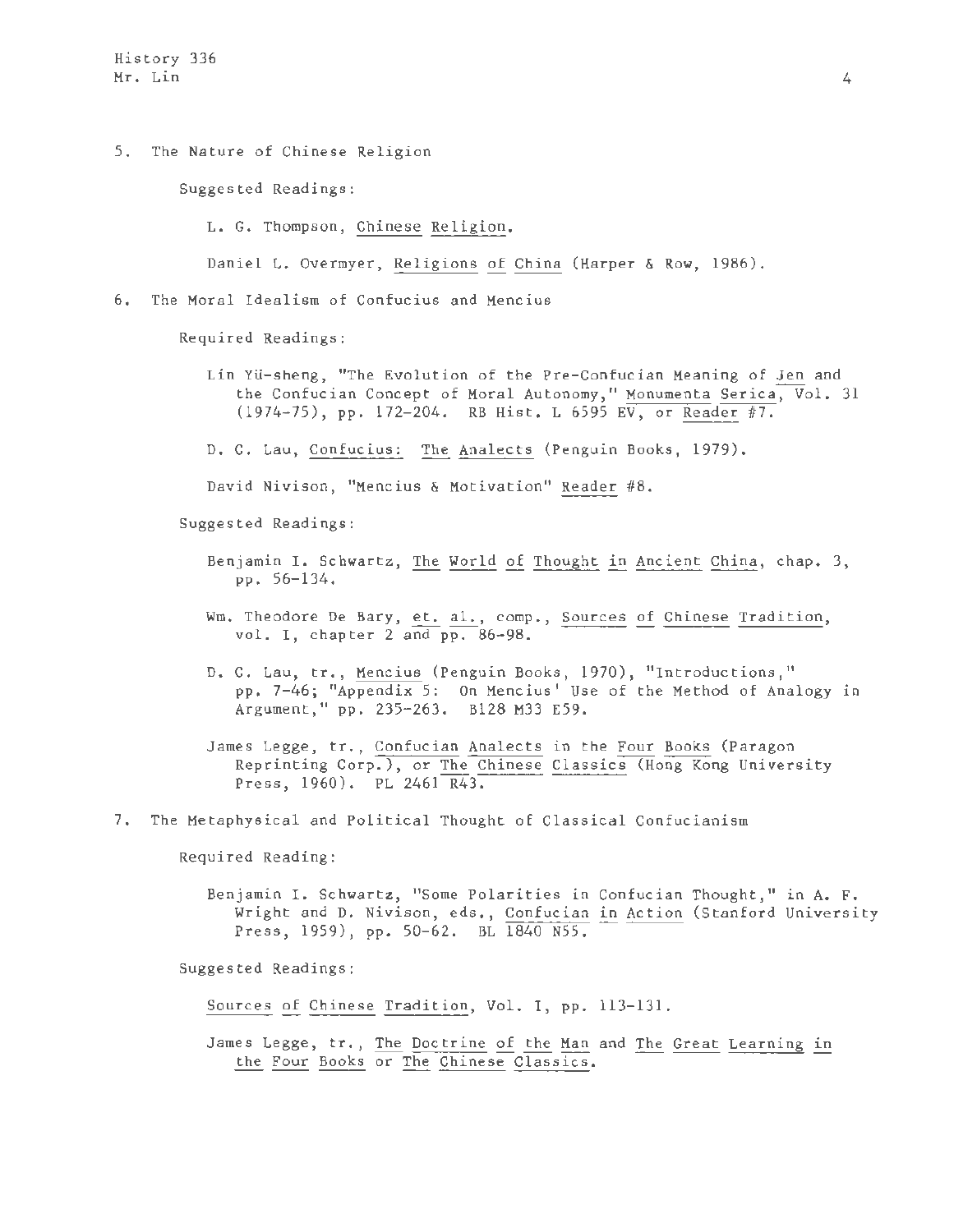5. The Nature of Chinese Religion

   Suggested Readings:

   L. G. Thompson, Chinese Religion.

   Daniel L. Overmyer, Religions of China (Harper & Row, 1986).

6. The Moral Idealism of Confucius and Mencius

   Required Readings:

   Lin Yü-sheng, "The Evolution of the Pre-Confucian Meaning of Jen and the Confucian Concept of Moral Autonomy," Monumenta Serica, Vol. 31 (1974-75), pp. 172-204. RB Hist. L 6595 EV, or Reader #7.

   D. C. Lau, Confucius: The Analects (Penguin Books, 1979).

   David Nivison, "Mencius & Motivation" Reader #8.

   Suggested Readings:

   Benjamin I. Schwartz, The World of Thought in Ancient China, chap. 3, pp. 56-134.

   Wm. Theodore De Bary, et. al., comp., Sources of Chinese Tradition, vol. I, chapter 2 and pp. 86-98.

   D. C. Lau, tr., Mencius (Penguin Books, 1970), "Introductions," pp. 7-46; "Appendix 5: On Mencius' Use of the Method of Analogy in Argument," pp. 235-263. B128 M33 E59.

   James Legge, tr., Confucian Analects in the Four Books (Paragon Reprinting Corp.), or The Chinese Classics (Hong Kong University Press, 1960). PL 2461 R43.

7. The Metaphysical and Political Thought of Classical Confucianism

   Required Reading:

   Benjamin I. Schwartz, "Some Polarities in Confucian Thought," in A. F. Wright and D. Nivison, eds., Confucian in Action (Stanford University Press, 1959), pp. 50-62. BL 1840 N55.

   Suggested Readings:

   Sources of Chinese Tradition, Vol. I, pp. 113-131.

   James Legge, tr., The Doctrine of the Man and The Great Learning in the Four Books or The Chinese Classics.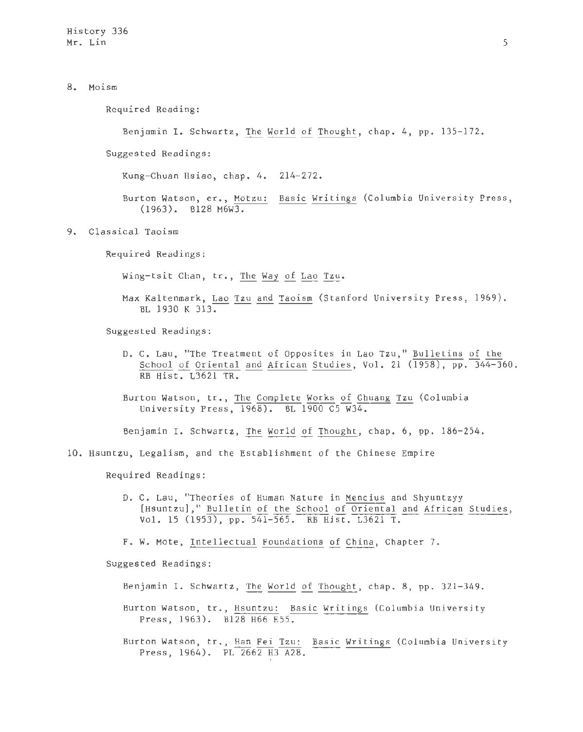8. Moism

   Required Reading:

   Benjamin I. Schwartz, _The World of Thought_, chap. 4, pp. 135-172.

   Suggested Readings:

   Kung-Chuan Hsiao, chap. 4. 214-272.

   Burton Watson, er., _Motzu: Basic Writings_ (Columbia University Press, (1963). B128 M6W3.

9. Classical Taoism

   Required Readings:

   Wing-tsit Chan, tr., _The Way of Lao Tzu_.

   Max Kaltenmark, _Lao Tzu and Taoism_ (Stanford University Press, 1969). BL 1930 K 313.

   Suggested Readings:

   D. C. Lau, "The Treatment of Opposites in Lao Tzu," _Bulletins of the School of Oriental and African Studies_, Vol. 21 (1958), pp. 344-360. RB Hist. L3621 TR.

   Burton Watson, tr., _The Complete Works of Chuang Tzu_ (Columbia University Press, 1968). BL 1900 C5 W34.

   Benjamin I. Schwartz, _The World of Thought_, chap. 6, pp. 186-254.

10. Hsuntzu, Legalism, and the Establishment of the Chinese Empire

   Required Readings:

   D. C. Lau, "Theories of Human Nature in _Mencius_ and Shyuntzyy [Hsuntzu]," _Bulletin of the School of Oriental and African Studies_, Vol. 15 (1953), pp. 541-565. RB Hist. L3621 T.

   F. W. Mote, _Intellectual Foundations of China_, Chapter 7.

   Suggested Readings:

   Benjamin I. Schwartz, _The World of Thought_, chap. 8, pp. 321-349.

   Burton Watson, tr., _Hsuntzu: Basic Writings_ (Columbia University Press, 1963). B128 H66 E55.

   Burton Watson, tr., _Han Fei Tzu: Basic Writings_ (Columbia University Press, 1964). PL 2662 H3 A28.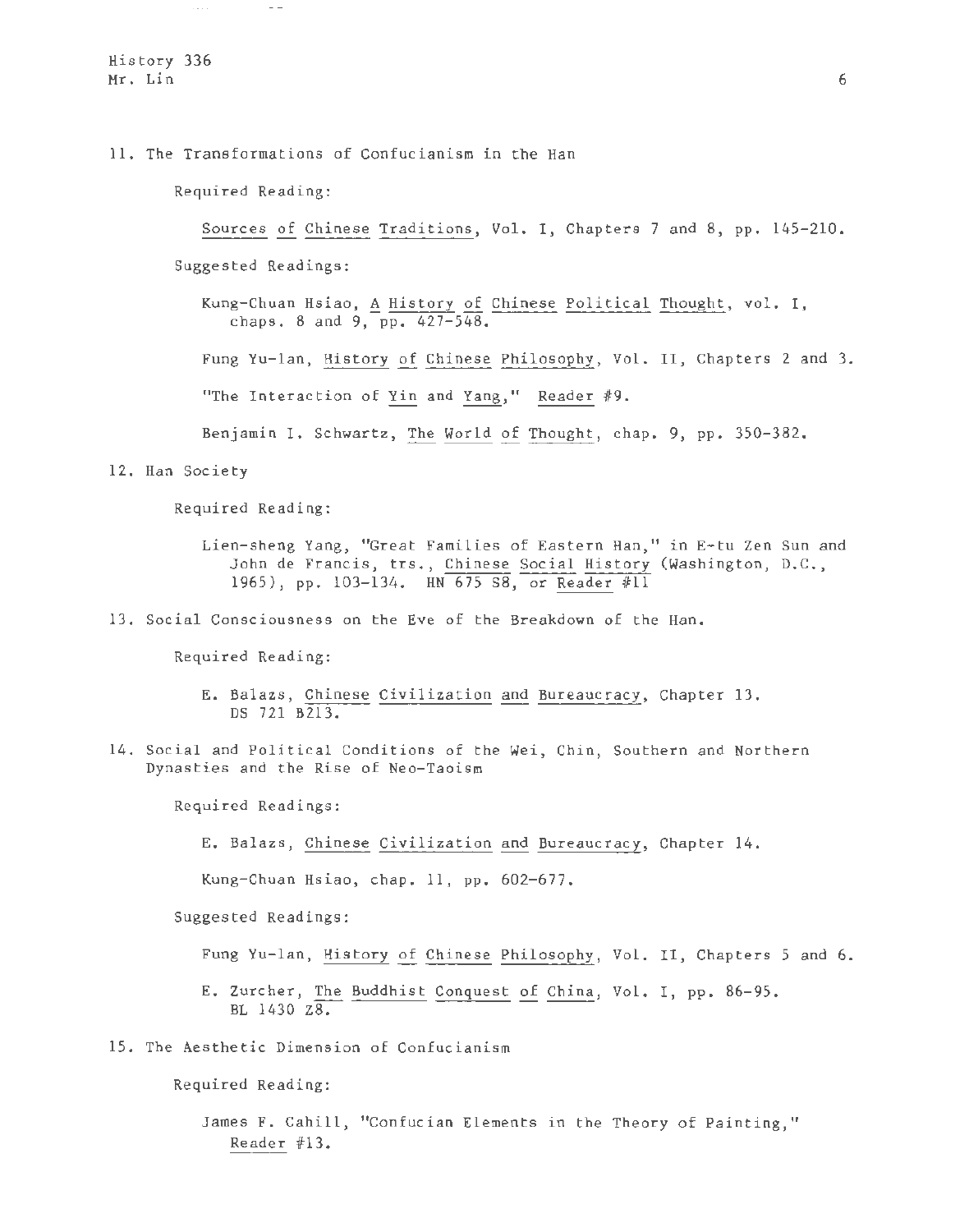11. The Transformations of Confucianism in the Han

   Required Reading:

   Sources of Chinese Traditions, Vol. I, Chapters 7 and 8, pp. 145-210.

   Suggested Readings:

   Kung-Chuan Hsiao, A History of Chinese Political Thought, vol. I, chaps. 8 and 9, pp. 427-548.

   Fung Yu-lan, History of Chinese Philosophy, Vol. II, Chapters 2 and 3.

   "The Interaction of Yin and Yang," Reader #9.

   Benjamin I. Schwartz, The World of Thought, chap. 9, pp. 350-382.

12. Han Society

   Required Reading:

   Lien-sheng Yang, "Great Families of Eastern Han," in E-tu Zen Sun and John de Francis, trs., Chinese Social History (Washington, D.C., 1965), pp. 103-134. HN 675 S8, or Reader #11

13. Social Consciousness on the Eve of the Breakdown of the Han.

   Required Reading:

   E. Balazs, Chinese Civilization and Bureaucracy, Chapter 13. DS 721 B213.

14. Social and Political Conditions of the Wei, Chin, Southern and Northern Dynasties and the Rise of Neo-Taoism

   Required Readings:

   E. Balazs, Chinese Civilization and Bureaucracy, Chapter 14.

   Kung-Chuan Hsiao, chap. 11, pp. 602-677.

   Suggested Readings:

   Fung Yu-lan, History of Chinese Philosophy, Vol. II, Chapters 5 and 6.

   E. Zurcher, The Buddhist Conquest of China, Vol. I, pp. 86-95. BL 1430 Z8.

15. The Aesthetic Dimension of Confucianism

   Required Reading:

   James F. Cahill, "Confucian Elements in the Theory of Painting," Reader #13.